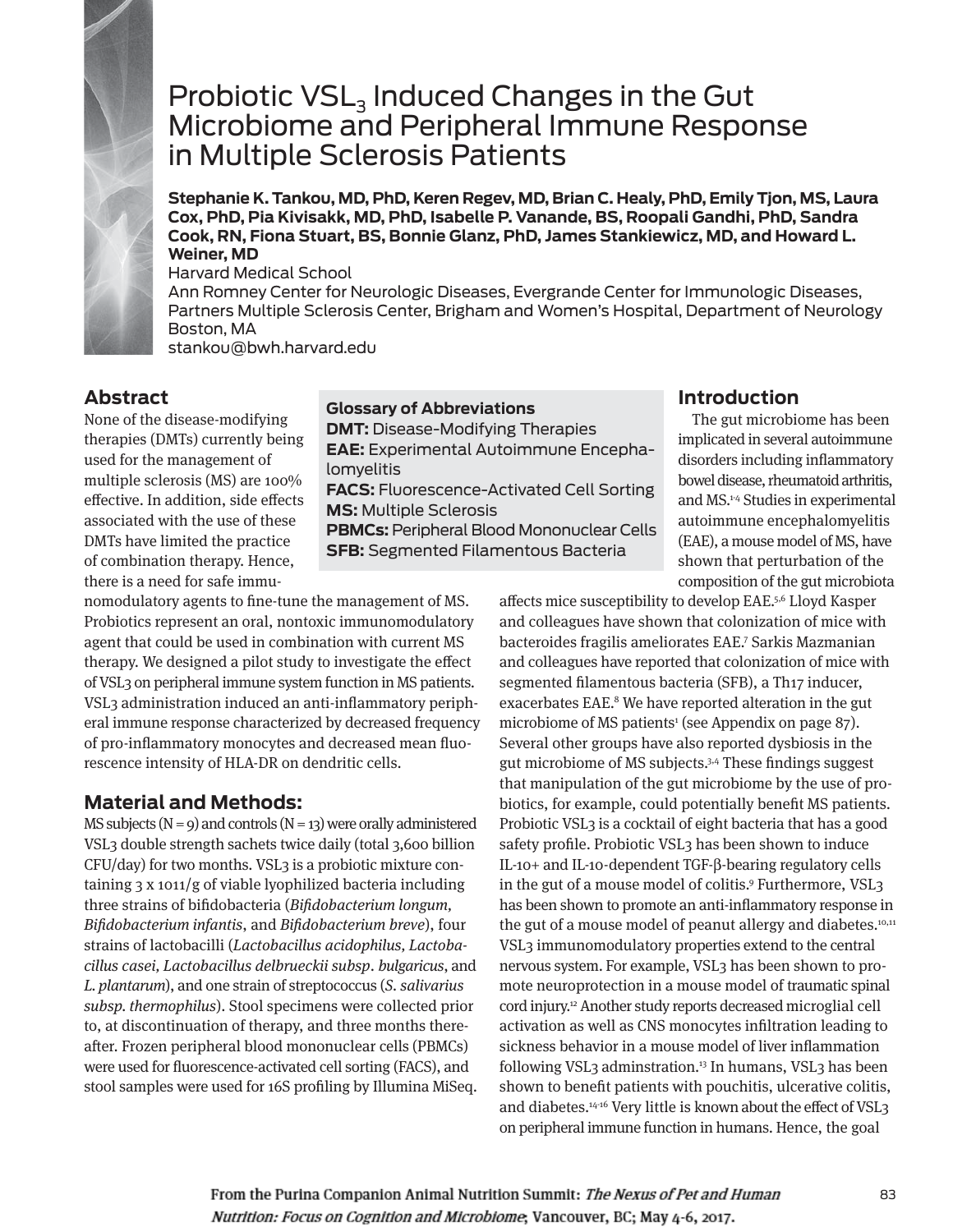# Probiotic $VSL_3$ Induced Changes in the Gut Microbiome and Peripheral Immune Response in Multiple Sclerosis Patients

**Stephanie K. Tankou, MD, PhD, Keren Regev, MD, Brian C. Healy, PhD, Emily Tjon, MS, Laura Cox, PhD, Pia Kivisakk, MD, PhD, Isabelle P. Vanande, BS, Roopali Gandhi, PhD, Sandra Cook, RN, Fiona Stuart, BS, Bonnie Glanz, PhD, James Stankiewicz, MD, and Howard L. Weiner, MD**

Harvard Medical School
Ann Romney Center for Neurologic Diseases, Evergrande Center for Immunologic Diseases, Partners Multiple Sclerosis Center, Brigham and Women's Hospital, Department of Neurology
Boston, MA
stankou@bwh.harvard.edu

## Abstract

None of the disease-modifying therapies (DMTs) currently being used for the management of multiple sclerosis (MS) are 100% effective. In addition, side effects associated with the use of these DMTs have limited the practice of combination therapy. Hence, there is a need for safe immunomodulatory agents to fine-tune the management of MS. Probiotics represent an oral, nontoxic immunomodulatory agent that could be used in combination with current MS therapy. We designed a pilot study to investigate the effect of VSL3 on peripheral immune system function in MS patients. VSL3 administration induced an anti-inflammatory peripheral immune response characterized by decreased frequency of pro-inflammatory monocytes and decreased mean fluorescence intensity of HLA-DR on dendritic cells.

**Glossary of Abbreviations**
**DMT:** Disease-Modifying Therapies
**EAE:** Experimental Autoimmune Encephalomyelitis
**FACS:** Fluorescence-Activated Cell Sorting
**MS:** Multiple Sclerosis
**PBMCs:** Peripheral Blood Mononuclear Cells
**SFB:** Segmented Filamentous Bacteria

## Material and Methods:

MS subjects (N = 9) and controls (N = 13) were orally administered VSL3 double strength sachets twice daily (total 3,600 billion CFU/day) for two months. VSL3 is a probiotic mixture containing 3 x 1011/g of viable lyophilized bacteria including three strains of bifidobacteria (*Bifidobacterium longum*, *Bifidobacterium infantis*, and *Bifidobacterium breve*), four strains of lactobacilli (*Lactobacillus acidophilus*, *Lactobacillus casei*, *Lactobacillus delbrueckii subsp. bulgaricus*, and *L. plantarum*), and one strain of streptococcus (*S. salivarius subsp. thermophilus*). Stool specimens were collected prior to, at discontinuation of therapy, and three months thereafter. Frozen peripheral blood mononuclear cells (PBMCs) were used for fluorescence-activated cell sorting (FACS), and stool samples were used for 16S profiling by Illumina MiSeq.

## Introduction

The gut microbiome has been implicated in several autoimmune disorders including inflammatory bowel disease, rheumatoid arthritis, and MS.[1-4] Studies in experimental autoimmune encephalomyelitis (EAE), a mouse model of MS, have shown that perturbation of the composition of the gut microbiota affects mice susceptibility to develop EAE.[5,6] Lloyd Kasper and colleagues have shown that colonization of mice with bacteroides fragilis ameliorates EAE.[7] Sarkis Mazmanian and colleagues have reported that colonization of mice with segmented filamentous bacteria (SFB), a Th17 inducer, exacerbates EAE.[8] We have reported alteration in the gut microbiome of MS patients[1] (see Appendix on page 87). Several other groups have also reported dysbiosis in the gut microbiome of MS subjects.[3,4] These findings suggest that manipulation of the gut microbiome by the use of probiotics, for example, could potentially benefit MS patients. Probiotic VSL3 is a cocktail of eight bacteria that has a good safety profile. Probiotic VSL3 has been shown to induce IL-10+ and IL-10-dependent TGF-β-bearing regulatory cells in the gut of a mouse model of colitis.[9] Furthermore, VSL3 has been shown to promote an anti-inflammatory response in the gut of a mouse model of peanut allergy and diabetes.[10,11] VSL3 immunomodulatory properties extend to the central nervous system. For example, VSL3 has been shown to promote neuroprotection in a mouse model of traumatic spinal cord injury.[12] Another study reports decreased microglial cell activation as well as CNS monocytes infiltration leading to sickness behavior in a mouse model of liver inflammation following VSL3 adminstration.[13] In humans, VSL3 has been shown to benefit patients with pouchitis, ulcerative colitis, and diabetes.[14-16] Very little is known about the effect of VSL3 on peripheral immune function in humans. Hence, the goal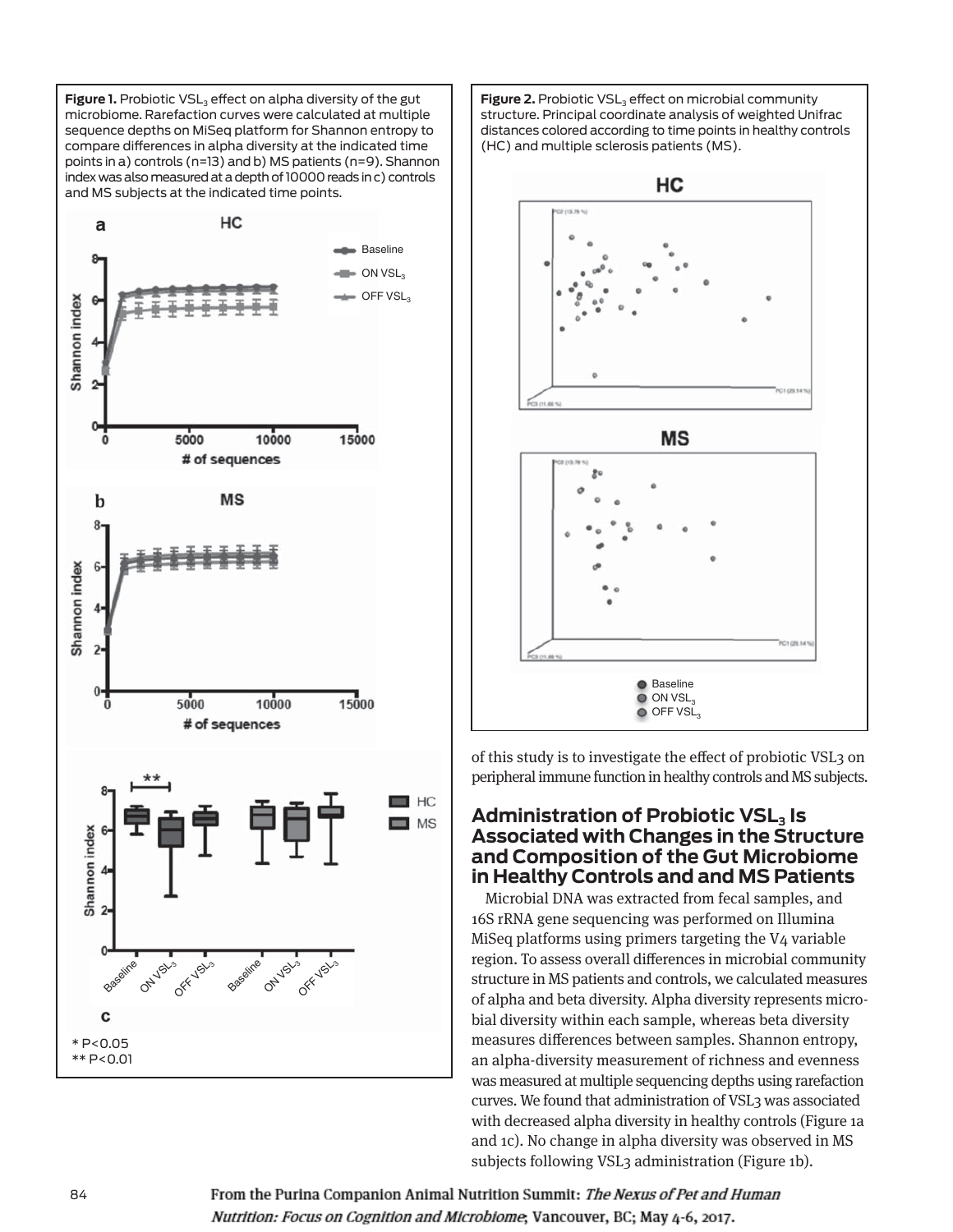**Figure 1.** Probiotic $VSL_3$ effect on alpha diversity of the gut microbiome. Rarefaction curves were calculated at multiple sequence depths on MiSeq platform for Shannon entropy to compare differences in alpha diversity at the indicated time points in a) controls (n=13) and b) MS patients (n=9). Shannon index was also measured at a depth of 10000 reads in c) controls and MS subjects at the indicated time points.

\* P<0.05
\*\* P<0.01

**Figure 2.** Probiotic $VSL_3$ effect on microbial community structure. Principal coordinate analysis of weighted Unifrac distances colored according to time points in healthy controls (HC) and multiple sclerosis patients (MS).

of this study is to investigate the effect of probiotic VSL3 on peripheral immune function in healthy controls and MS subjects.

## Administration of Probiotic $VSL_3$ Is Associated with Changes in the Structure and Composition of the Gut Microbiome in Healthy Controls and and MS Patients

Microbial DNA was extracted from fecal samples, and 16S rRNA gene sequencing was performed on Illumina MiSeq platforms using primers targeting the V4 variable region. To assess overall differences in microbial community structure in MS patients and controls, we calculated measures of alpha and beta diversity. Alpha diversity represents microbial diversity within each sample, whereas beta diversity measures differences between samples. Shannon entropy, an alpha-diversity measurement of richness and evenness was measured at multiple sequencing depths using rarefaction curves. We found that administration of VSL3 was associated with decreased alpha diversity in healthy controls (Figure 1a and 1c). No change in alpha diversity was observed in MS subjects following VSL3 administration (Figure 1b).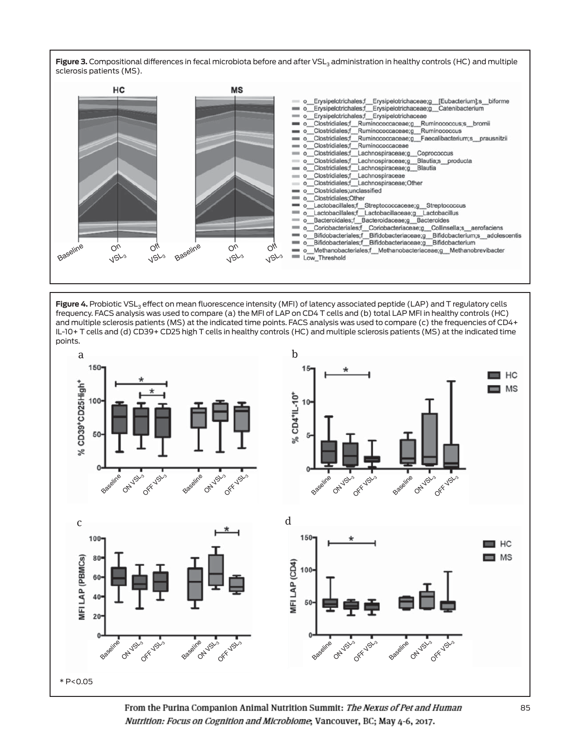**Figure 3.** Compositional differences in fecal microbiota before and after $VSL_3$ administration in healthy controls (HC) and multiple sclerosis patients (MS).

**Figure 4.** Probiotic $VSL_3$ effect on mean fluorescence intensity (MFI) of latency associated peptide (LAP) and T regulatory cells frequency. FACS analysis was used to compare (a) the MFI of LAP on CD4 T cells and (b) total LAP MFI in healthy controls (HC) and multiple sclerosis patients (MS) at the indicated time points. FACS analysis was used to compare (c) the frequencies of CD4+ IL-10+ T cells and (d) CD39+ CD25 high T cells in healthy controls (HC) and multiple sclerosis patients (MS) at the indicated time points.

* P<0.05

From the Purina Companion Animal Nutrition Summit: *The Nexus of Pet and Human Nutrition: Focus on Cognition and Microbiome*; Vancouver, BC; May 4-6, 2017.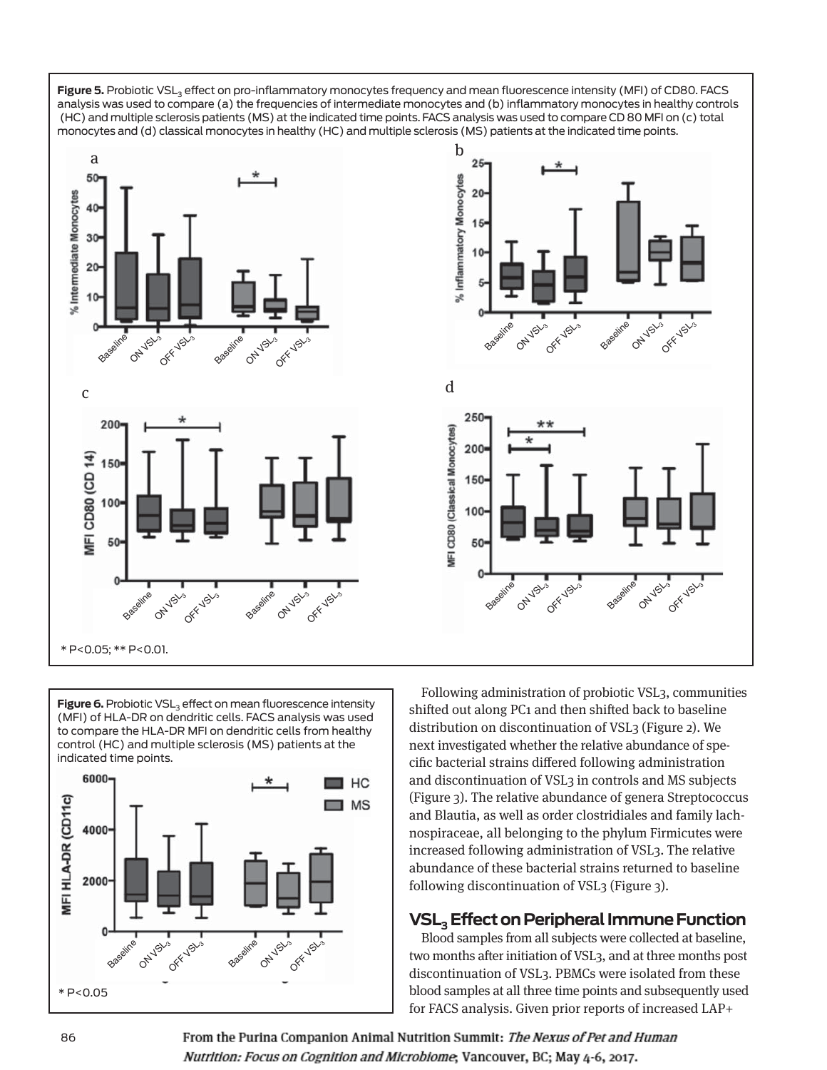**Figure 5.** Probiotic $VSL_3$ effect on pro-inflammatory monocytes frequency and mean fluorescence intensity (MFI) of CD80. FACS analysis was used to compare (a) the frequencies of intermediate monocytes and (b) inflammatory monocytes in healthy controls (HC) and multiple sclerosis patients (MS) at the indicated time points. FACS analysis was used to compare CD 80 MFI on (c) total monocytes and (d) classical monocytes in healthy (HC) and multiple sclerosis (MS) patients at the indicated time points.

\* $P<0.05$; \*\* $P<0.01$.

**Figure 6.** Probiotic $VSL_3$ effect on mean fluorescence intensity (MFI) of HLA-DR on dendritic cells. FACS analysis was used to compare the HLA-DR MFI on dendritic cells from healthy control (HC) and multiple sclerosis (MS) patients at the indicated time points.

\* $P<0.05$

Following administration of probiotic VSL3, communities shifted out along PC1 and then shifted back to baseline distribution on discontinuation of VSL3 (Figure 2). We next investigated whether the relative abundance of specific bacterial strains differed following administration and discontinuation of VSL3 in controls and MS subjects (Figure 3). The relative abundance of genera Streptococcus and Blautia, as well as order clostridiales and family lachnospiraceae, all belonging to the phylum Firmicutes were increased following administration of VSL3. The relative abundance of these bacterial strains returned to baseline following discontinuation of VSL3 (Figure 3).

## $VSL_3$ Effect on Peripheral Immune Function

Blood samples from all subjects were collected at baseline, two months after initiation of VSL3, and at three months post discontinuation of VSL3. PBMCs were isolated from these blood samples at all three time points and subsequently used for FACS analysis. Given prior reports of increased LAP+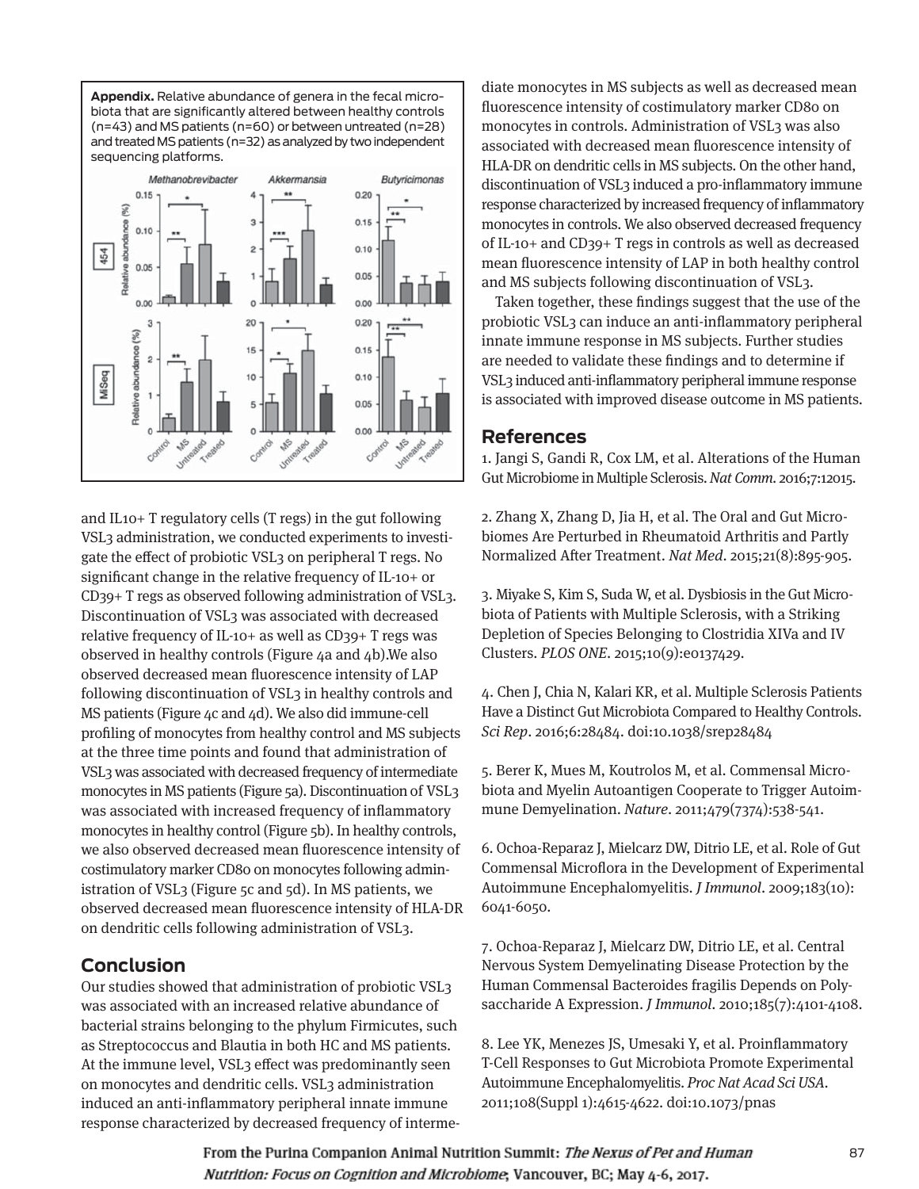**Appendix.** Relative abundance of genera in the fecal microbiota that are significantly altered between healthy controls (n=43) and MS patients (n=60) or between untreated (n=28) and treated MS patients (n=32) as analyzed by two independent sequencing platforms.

and IL10+ T regulatory cells (T regs) in the gut following VSL3 administration, we conducted experiments to investigate the effect of probiotic VSL3 on peripheral T regs. No significant change in the relative frequency of IL-10+ or CD39+ T regs as observed following administration of VSL3. Discontinuation of VSL3 was associated with decreased relative frequency of IL-10+ as well as CD39+ T regs was observed in healthy controls (Figure 4a and 4b).We also observed decreased mean fluorescence intensity of LAP following discontinuation of VSL3 in healthy controls and MS patients (Figure 4c and 4d). We also did immune-cell profiling of monocytes from healthy control and MS subjects at the three time points and found that administration of VSL3 was associated with decreased frequency of intermediate monocytes in MS patients (Figure 5a). Discontinuation of VSL3 was associated with increased frequency of inflammatory monocytes in healthy control (Figure 5b). In healthy controls, we also observed decreased mean fluorescence intensity of costimulatory marker CD80 on monocytes following administration of VSL3 (Figure 5c and 5d). In MS patients, we observed decreased mean fluorescence intensity of HLA-DR on dendritic cells following administration of VSL3.

## Conclusion

Our studies showed that administration of probiotic VSL3 was associated with an increased relative abundance of bacterial strains belonging to the phylum Firmicutes, such as Streptococcus and Blautia in both HC and MS patients. At the immune level, VSL3 effect was predominantly seen on monocytes and dendritic cells. VSL3 administration induced an anti-inflammatory peripheral innate immune response characterized by decreased frequency of intermediate monocytes in MS subjects as well as decreased mean fluorescence intensity of costimulatory marker CD80 on monocytes in controls. Administration of VSL3 was also associated with decreased mean fluorescence intensity of HLA-DR on dendritic cells in MS subjects. On the other hand, discontinuation of VSL3 induced a pro-inflammatory immune response characterized by increased frequency of inflammatory monocytes in controls. We also observed decreased frequency of IL-10+ and CD39+ T regs in controls as well as decreased mean fluorescence intensity of LAP in both healthy control and MS subjects following discontinuation of VSL3.

Taken together, these findings suggest that the use of the probiotic VSL3 can induce an anti-inflammatory peripheral innate immune response in MS subjects. Further studies are needed to validate these findings and to determine if VSL3 induced anti-inflammatory peripheral immune response is associated with improved disease outcome in MS patients.

## References

1. Jangi S, Gandi R, Cox LM, et al. Alterations of the Human Gut Microbiome in Multiple Sclerosis. *Nat Comm*. 2016;7:12015.

2. Zhang X, Zhang D, Jia H, et al. The Oral and Gut Microbiomes Are Perturbed in Rheumatoid Arthritis and Partly Normalized After Treatment. *Nat Med*. 2015;21(8):895-905.

3. Miyake S, Kim S, Suda W, et al. Dysbiosis in the Gut Microbiota of Patients with Multiple Sclerosis, with a Striking Depletion of Species Belonging to Clostridia XIVa and IV Clusters. *PLOS ONE*. 2015;10(9):e0137429.

4. Chen J, Chia N, Kalari KR, et al. Multiple Sclerosis Patients Have a Distinct Gut Microbiota Compared to Healthy Controls. *Sci Rep*. 2016;6:28484. doi:10.1038/srep28484

5. Berer K, Mues M, Koutrolos M, et al. Commensal Microbiota and Myelin Autoantigen Cooperate to Trigger Autoimmune Demyelination. *Nature*. 2011;479(7374):538-541.

6. Ochoa-Reparaz J, Mielcarz DW, Ditrio LE, et al. Role of Gut Commensal Microflora in the Development of Experimental Autoimmune Encephalomyelitis. *J Immunol*. 2009;183(10): 6041-6050.

7. Ochoa-Reparaz J, Mielcarz DW, Ditrio LE, et al. Central Nervous System Demyelinating Disease Protection by the Human Commensal Bacteroides fragilis Depends on Polysaccharide A Expression. *J Immunol*. 2010;185(7):4101-4108.

8. Lee YK, Menezes JS, Umesaki Y, et al. Proinflammatory T-Cell Responses to Gut Microbiota Promote Experimental Autoimmune Encephalomyelitis. *Proc Nat Acad Sci USA*. 2011;108(Suppl 1):4615-4622. doi:10.1073/pnas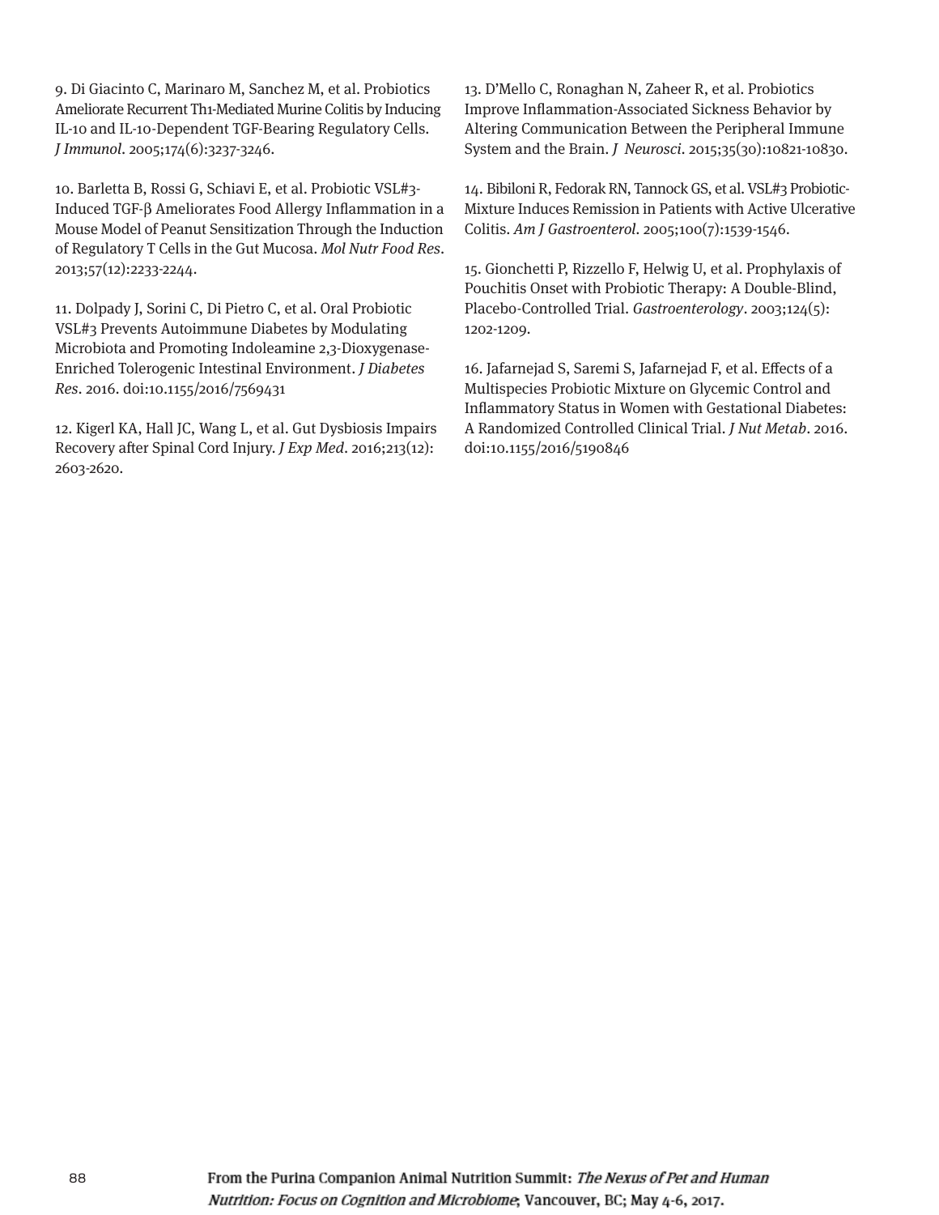9. Di Giacinto C, Marinaro M, Sanchez M, et al. Probiotics Ameliorate Recurrent Th1-Mediated Murine Colitis by Inducing IL-10 and IL-10-Dependent TGF-Bearing Regulatory Cells. *J Immunol*. 2005;174(6):3237-3246.

10. Barletta B, Rossi G, Schiavi E, et al. Probiotic VSL#3-Induced TGF-β Ameliorates Food Allergy Inflammation in a Mouse Model of Peanut Sensitization Through the Induction of Regulatory T Cells in the Gut Mucosa. *Mol Nutr Food Res*. 2013;57(12):2233-2244.

11. Dolpady J, Sorini C, Di Pietro C, et al. Oral Probiotic VSL#3 Prevents Autoimmune Diabetes by Modulating Microbiota and Promoting Indoleamine 2,3-Dioxygenase-Enriched Tolerogenic Intestinal Environment. *J Diabetes Res*. 2016. doi:10.1155/2016/7569431

12. Kigerl KA, Hall JC, Wang L, et al. Gut Dysbiosis Impairs Recovery after Spinal Cord Injury. *J Exp Med*. 2016;213(12): 2603-2620.

13. D'Mello C, Ronaghan N, Zaheer R, et al. Probiotics Improve Inflammation-Associated Sickness Behavior by Altering Communication Between the Peripheral Immune System and the Brain. *J Neurosci*. 2015;35(30):10821-10830.

14. Bibiloni R, Fedorak RN, Tannock GS, et al. VSL#3 Probiotic-Mixture Induces Remission in Patients with Active Ulcerative Colitis. *Am J Gastroenterol*. 2005;100(7):1539-1546.

15. Gionchetti P, Rizzello F, Helwig U, et al. Prophylaxis of Pouchitis Onset with Probiotic Therapy: A Double-Blind, Placebo-Controlled Trial. *Gastroenterology*. 2003;124(5): 1202-1209.

16. Jafarnejad S, Saremi S, Jafarnejad F, et al. Effects of a Multispecies Probiotic Mixture on Glycemic Control and Inflammatory Status in Women with Gestational Diabetes: A Randomized Controlled Clinical Trial. *J Nut Metab*. 2016. doi:10.1155/2016/5190846